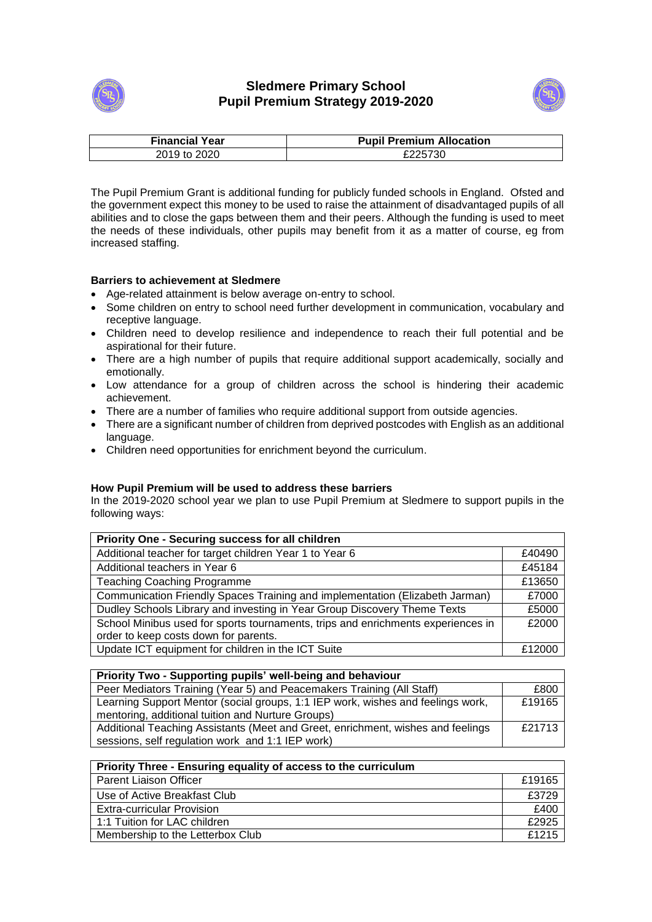# Sledmere Primary School
## Pupil Premium Strategy 2019-2020

| Financial Year | Pupil Premium Allocation |
|---|---|
| 2019 to 2020 | £225730 |

The Pupil Premium Grant is additional funding for publicly funded schools in England. Ofsted and the government expect this money to be used to raise the attainment of disadvantaged pupils of all abilities and to close the gaps between them and their peers. Although the funding is used to meet the needs of these individuals, other pupils may benefit from it as a matter of course, eg from increased staffing.

**Barriers to achievement at Sledmere**

- Age-related attainment is below average on-entry to school.
- Some children on entry to school need further development in communication, vocabulary and receptive language.
- Children need to develop resilience and independence to reach their full potential and be aspirational for their future.
- There are a high number of pupils that require additional support academically, socially and emotionally.
- Low attendance for a group of children across the school is hindering their academic achievement.
- There are a number of families who require additional support from outside agencies.
- There are a significant number of children from deprived postcodes with English as an additional language.
- Children need opportunities for enrichment beyond the curriculum.

**How Pupil Premium will be used to address these barriers**

In the 2019-2020 school year we plan to use Pupil Premium at Sledmere to support pupils in the following ways:

| Priority One - Securing success for all children | |
|---|---|
| Additional teacher for target children Year 1 to Year 6 | £40490 |
| Additional teachers in Year 6 | £45184 |
| Teaching Coaching Programme | £13650 |
| Communication Friendly Spaces Training and implementation (Elizabeth Jarman) | £7000 |
| Dudley Schools Library and investing in Year Group Discovery Theme Texts | £5000 |
| School Minibus used for sports tournaments, trips and enrichments experiences in order to keep costs down for parents. | £2000 |
| Update ICT equipment for children in the ICT Suite | £12000 |

| Priority Two - Supporting pupils' well-being and behaviour | |
|---|---|
| Peer Mediators Training (Year 5) and Peacemakers Training (All Staff) | £800 |
| Learning Support Mentor (social groups, 1:1 IEP work, wishes and feelings work, mentoring, additional tuition and Nurture Groups) | £19165 |
| Additional Teaching Assistants (Meet and Greet, enrichment, wishes and feelings sessions, self regulation work and 1:1 IEP work) | £21713 |

| Priority Three - Ensuring equality of access to the curriculum | |
|---|---|
| Parent Liaison Officer | £19165 |
| Use of Active Breakfast Club | £3729 |
| Extra-curricular Provision | £400 |
| 1:1 Tuition for LAC children | £2925 |
| Membership to the Letterbox Club | £1215 |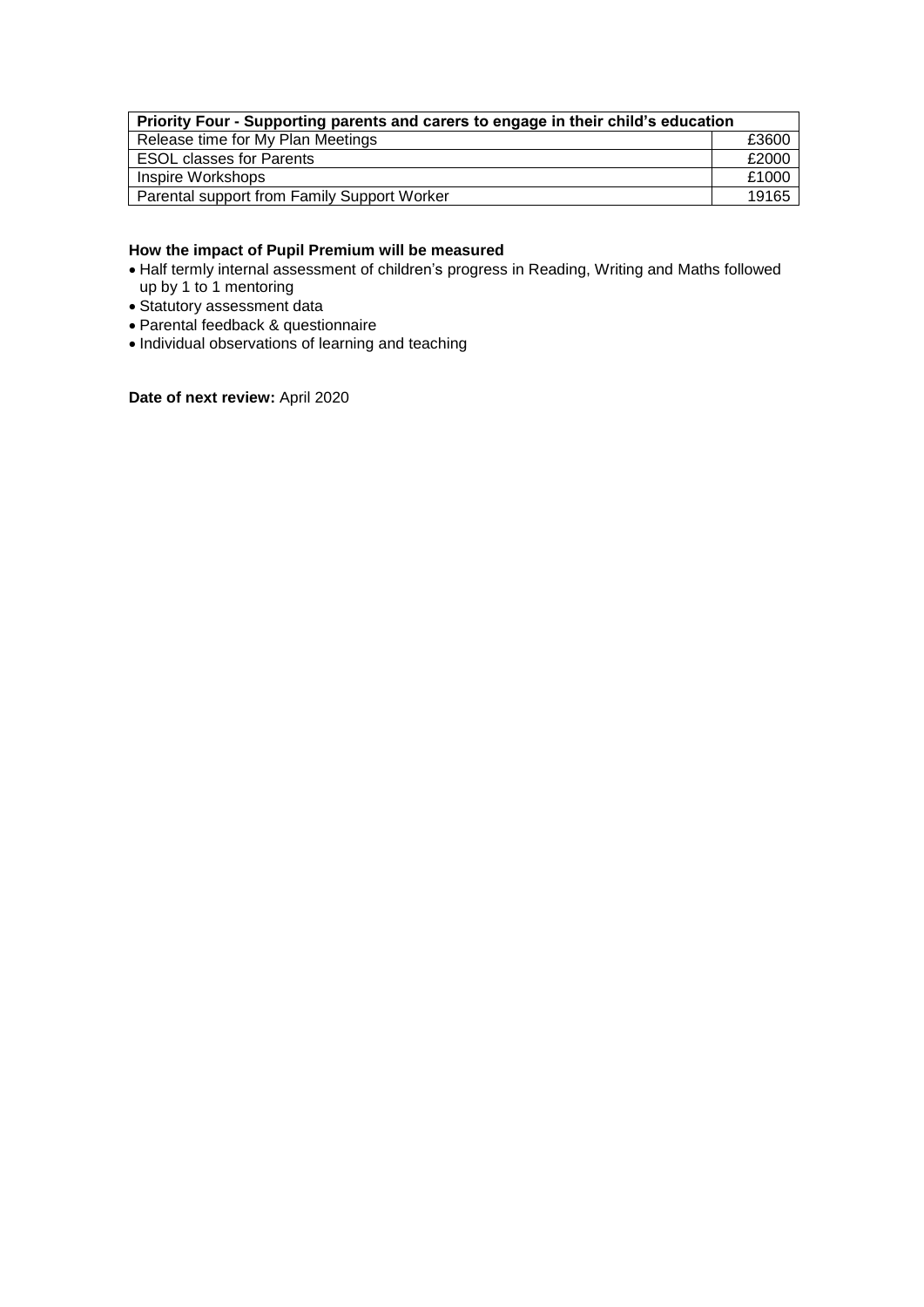| Priority Four - Supporting parents and carers to engage in their child's education | |
|---|---|
| Release time for My Plan Meetings | £3600 |
| ESOL classes for Parents | £2000 |
| Inspire Workshops | £1000 |
| Parental support from Family Support Worker | 19165 |

**How the impact of Pupil Premium will be measured**

- Half termly internal assessment of children's progress in Reading, Writing and Maths followed up by 1 to 1 mentoring
- Statutory assessment data
- Parental feedback & questionnaire
- Individual observations of learning and teaching

**Date of next review:** April 2020